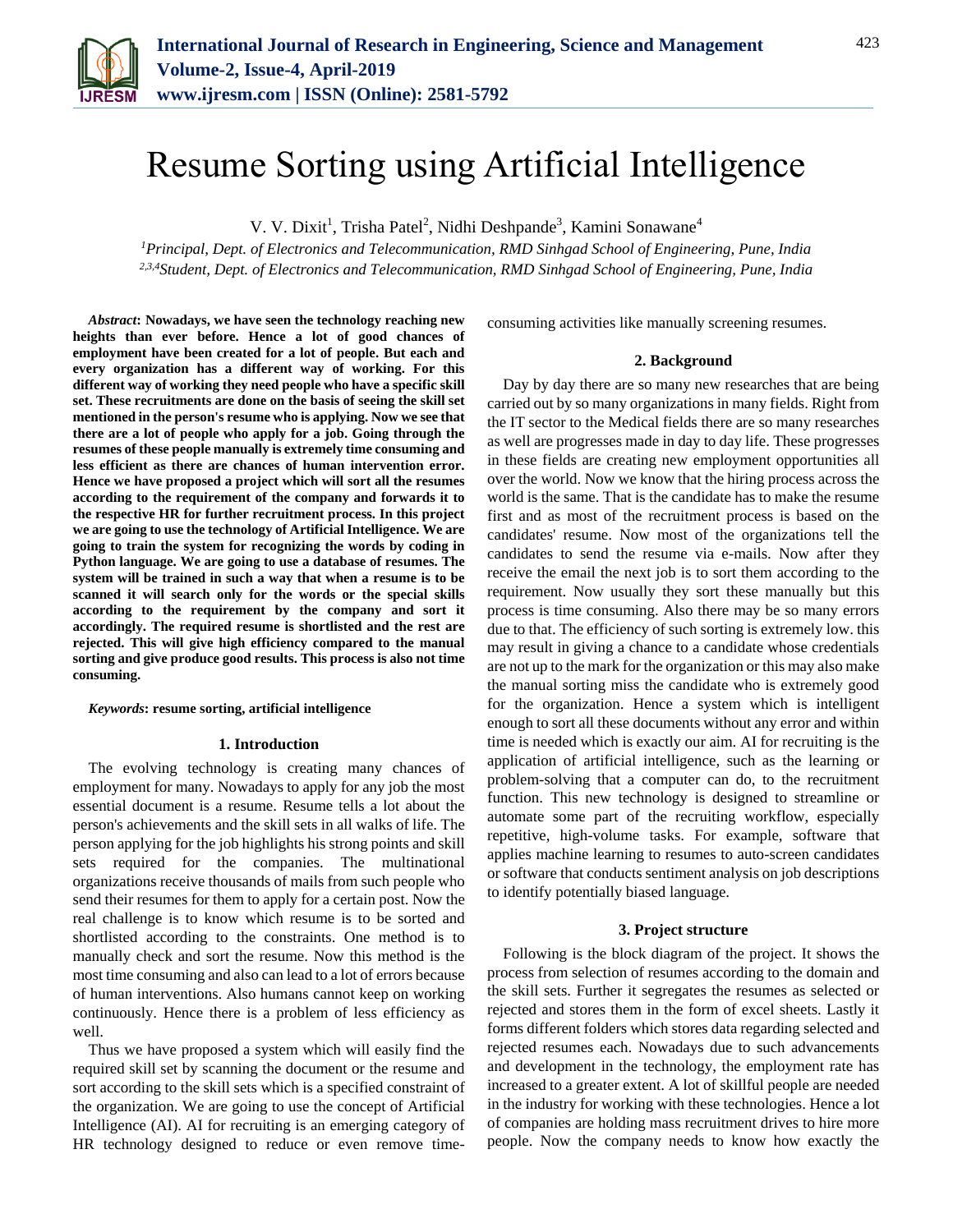# Resume Sorting using Artificial Intelligence

V. V. Dixit[1], Trisha Patel[2], Nidhi Deshpande[3], Kamini Sonawane[4]

[1]*Principal, Dept. of Electronics and Telecommunication, RMD Sinhgad School of Engineering, Pune, India*
[2,3,4]*Student, Dept. of Electronics and Telecommunication, RMD Sinhgad School of Engineering, Pune, India*

***Abstract*: Nowadays, we have seen the technology reaching new heights than ever before. Hence a lot of good chances of employment have been created for a lot of people. But each and every organization has a different way of working. For this different way of working they need people who have a specific skill set. These recruitments are done on the basis of seeing the skill set mentioned in the person's resume who is applying. Now we see that there are a lot of people who apply for a job. Going through the resumes of these people manually is extremely time consuming and less efficient as there are chances of human intervention error. Hence we have proposed a project which will sort all the resumes according to the requirement of the company and forwards it to the respective HR for further recruitment process. In this project we are going to use the technology of Artificial Intelligence. We are going to train the system for recognizing the words by coding in Python language. We are going to use a database of resumes. The system will be trained in such a way that when a resume is to be scanned it will search only for the words or the special skills according to the requirement by the company and sort it accordingly. The required resume is shortlisted and the rest are rejected. This will give high efficiency compared to the manual sorting and give produce good results. This process is also not time consuming.**

***Keywords*: resume sorting, artificial intelligence**

## 1. Introduction

The evolving technology is creating many chances of employment for many. Nowadays to apply for any job the most essential document is a resume. Resume tells a lot about the person's achievements and the skill sets in all walks of life. The person applying for the job highlights his strong points and skill sets required for the companies. The multinational organizations receive thousands of mails from such people who send their resumes for them to apply for a certain post. Now the real challenge is to know which resume is to be sorted and shortlisted according to the constraints. One method is to manually check and sort the resume. Now this method is the most time consuming and also can lead to a lot of errors because of human interventions. Also humans cannot keep on working continuously. Hence there is a problem of less efficiency as well.

Thus we have proposed a system which will easily find the required skill set by scanning the document or the resume and sort according to the skill sets which is a specified constraint of the organization. We are going to use the concept of Artificial Intelligence (AI). AI for recruiting is an emerging category of HR technology designed to reduce or even remove time-consuming activities like manually screening resumes.

## 2. Background

Day by day there are so many new researches that are being carried out by so many organizations in many fields. Right from the IT sector to the Medical fields there are so many researches as well are progresses made in day to day life. These progresses in these fields are creating new employment opportunities all over the world. Now we know that the hiring process across the world is the same. That is the candidate has to make the resume first and as most of the recruitment process is based on the candidates' resume. Now most of the organizations tell the candidates to send the resume via e-mails. Now after they receive the email the next job is to sort them according to the requirement. Now usually they sort these manually but this process is time consuming. Also there may be so many errors due to that. The efficiency of such sorting is extremely low. this may result in giving a chance to a candidate whose credentials are not up to the mark for the organization or this may also make the manual sorting miss the candidate who is extremely good for the organization. Hence a system which is intelligent enough to sort all these documents without any error and within time is needed which is exactly our aim. AI for recruiting is the application of artificial intelligence, such as the learning or problem-solving that a computer can do, to the recruitment function. This new technology is designed to streamline or automate some part of the recruiting workflow, especially repetitive, high-volume tasks. For example, software that applies machine learning to resumes to auto-screen candidates or software that conducts sentiment analysis on job descriptions to identify potentially biased language.

## 3. Project structure

Following is the block diagram of the project. It shows the process from selection of resumes according to the domain and the skill sets. Further it segregates the resumes as selected or rejected and stores them in the form of excel sheets. Lastly it forms different folders which stores data regarding selected and rejected resumes each. Nowadays due to such advancements and development in the technology, the employment rate has increased to a greater extent. A lot of skillful people are needed in the industry for working with these technologies. Hence a lot of companies are holding mass recruitment drives to hire more people. Now the company needs to know how exactly the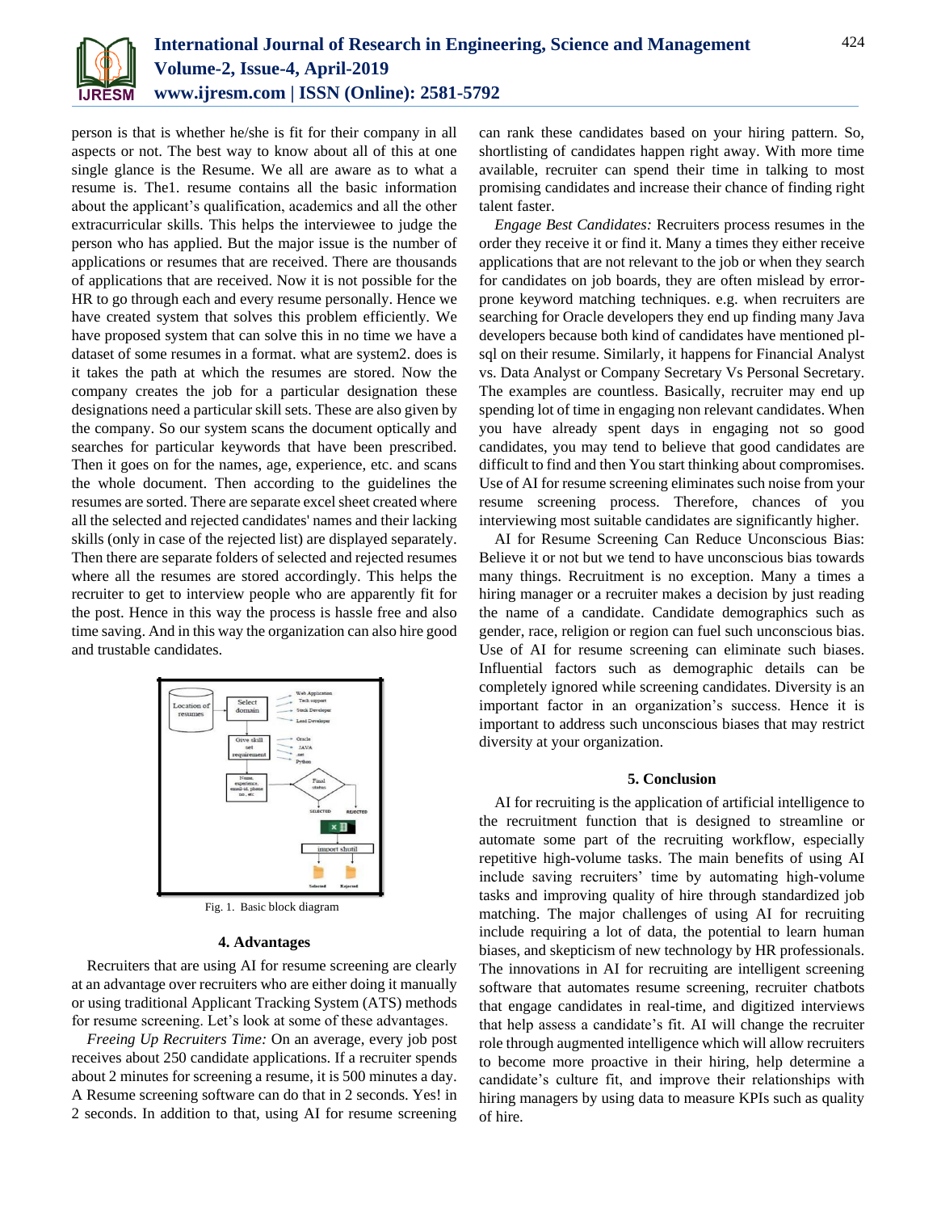person is that is whether he/she is fit for their company in all aspects or not. The best way to know about all of this at one single glance is the Resume. We all are aware as to what a resume is. The1. resume contains all the basic information about the applicant's qualification, academics and all the other extracurricular skills. This helps the interviewee to judge the person who has applied. But the major issue is the number of applications or resumes that are received. There are thousands of applications that are received. Now it is not possible for the HR to go through each and every resume personally. Hence we have created system that solves this problem efficiently. We have proposed system that can solve this in no time we have a dataset of some resumes in a format. what are system2. does is it takes the path at which the resumes are stored. Now the company creates the job for a particular designation these designations need a particular skill sets. These are also given by the company. So our system scans the document optically and searches for particular keywords that have been prescribed. Then it goes on for the names, age, experience, etc. and scans the whole document. Then according to the guidelines the resumes are sorted. There are separate excel sheet created where all the selected and rejected candidates' names and their lacking skills (only in case of the rejected list) are displayed separately. Then there are separate folders of selected and rejected resumes where all the resumes are stored accordingly. This helps the recruiter to get to interview people who are apparently fit for the post. Hence in this way the process is hassle free and also time saving. And in this way the organization can also hire good and trustable candidates.

Fig. 1. Basic block diagram

## 4. Advantages

Recruiters that are using AI for resume screening are clearly at an advantage over recruiters who are either doing it manually or using traditional Applicant Tracking System (ATS) methods for resume screening. Let's look at some of these advantages.

*Freeing Up Recruiters Time:* On an average, every job post receives about 250 candidate applications. If a recruiter spends about 2 minutes for screening a resume, it is 500 minutes a day. A Resume screening software can do that in 2 seconds. Yes! in 2 seconds. In addition to that, using AI for resume screening can rank these candidates based on your hiring pattern. So, shortlisting of candidates happen right away. With more time available, recruiter can spend their time in talking to most promising candidates and increase their chance of finding right talent faster.

*Engage Best Candidates:* Recruiters process resumes in the order they receive it or find it. Many a times they either receive applications that are not relevant to the job or when they search for candidates on job boards, they are often mislead by error-prone keyword matching techniques. e.g. when recruiters are searching for Oracle developers they end up finding many Java developers because both kind of candidates have mentioned pl-sql on their resume. Similarly, it happens for Financial Analyst vs. Data Analyst or Company Secretary Vs Personal Secretary. The examples are countless. Basically, recruiter may end up spending lot of time in engaging non relevant candidates. When you have already spent days in engaging not so good candidates, you may tend to believe that good candidates are difficult to find and then You start thinking about compromises. Use of AI for resume screening eliminates such noise from your resume screening process. Therefore, chances of you interviewing most suitable candidates are significantly higher.

AI for Resume Screening Can Reduce Unconscious Bias: Believe it or not but we tend to have unconscious bias towards many things. Recruitment is no exception. Many a times a hiring manager or a recruiter makes a decision by just reading the name of a candidate. Candidate demographics such as gender, race, religion or region can fuel such unconscious bias. Use of AI for resume screening can eliminate such biases. Influential factors such as demographic details can be completely ignored while screening candidates. Diversity is an important factor in an organization's success. Hence it is important to address such unconscious biases that may restrict diversity at your organization.

## 5. Conclusion

AI for recruiting is the application of artificial intelligence to the recruitment function that is designed to streamline or automate some part of the recruiting workflow, especially repetitive high-volume tasks. The main benefits of using AI include saving recruiters' time by automating high-volume tasks and improving quality of hire through standardized job matching. The major challenges of using AI for recruiting include requiring a lot of data, the potential to learn human biases, and skepticism of new technology by HR professionals. The innovations in AI for recruiting are intelligent screening software that automates resume screening, recruiter chatbots that engage candidates in real-time, and digitized interviews that help assess a candidate's fit. AI will change the recruiter role through augmented intelligence which will allow recruiters to become more proactive in their hiring, help determine a candidate's culture fit, and improve their relationships with hiring managers by using data to measure KPIs such as quality of hire.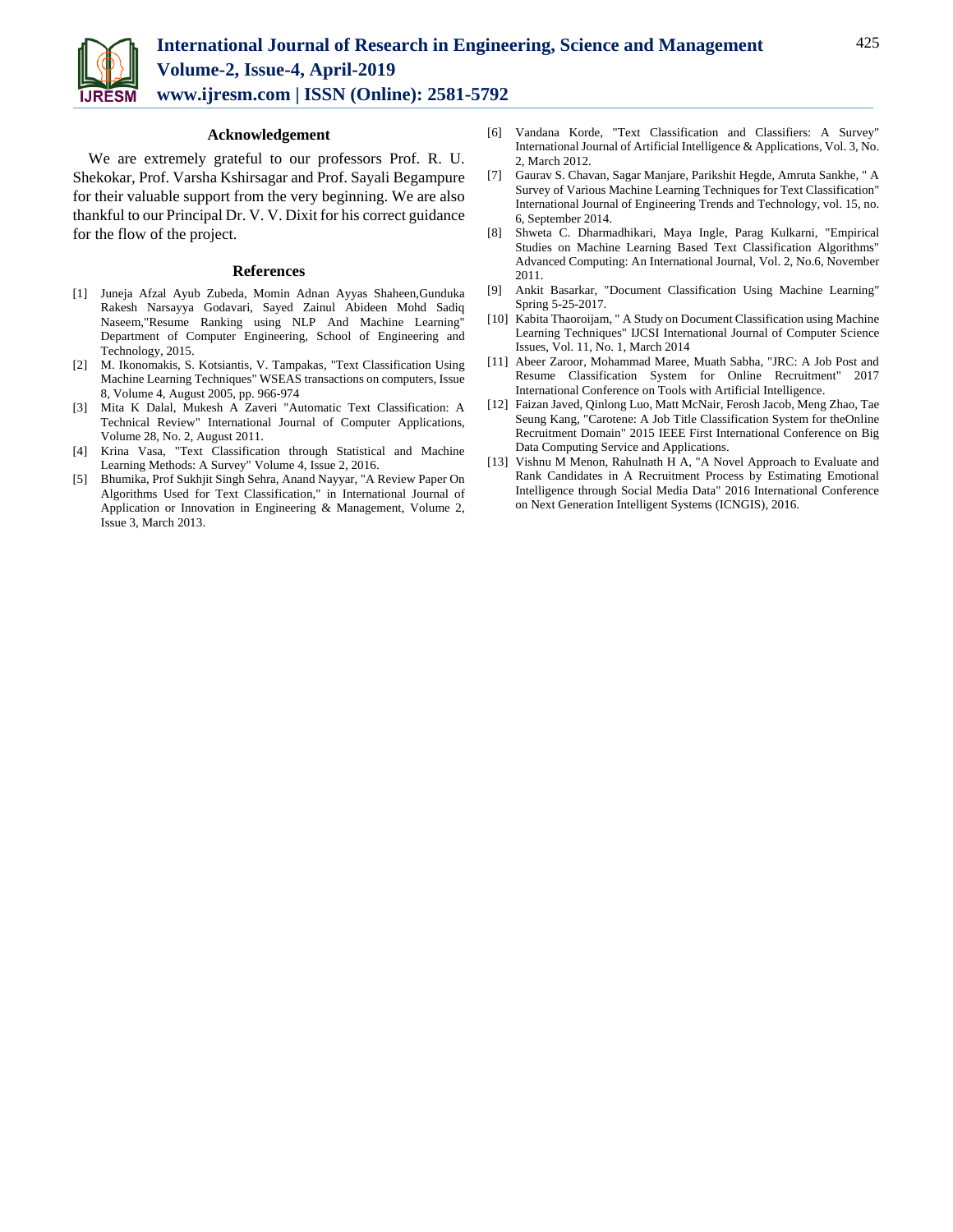## Acknowledgement

We are extremely grateful to our professors Prof. R. U. Shekokar, Prof. Varsha Kshirsagar and Prof. Sayali Begampure for their valuable support from the very beginning. We are also thankful to our Principal Dr. V. V. Dixit for his correct guidance for the flow of the project.

## References

[1] Juneja Afzal Ayub Zubeda, Momin Adnan Ayyas Shaheen,Gunduka Rakesh Narsayya Godavari, Sayed Zainul Abideen Mohd Sadiq Naseem,"Resume Ranking using NLP And Machine Learning" Department of Computer Engineering, School of Engineering and Technology, 2015.

[2] M. Ikonomakis, S. Kotsiantis, V. Tampakas, "Text Classification Using Machine Learning Techniques" WSEAS transactions on computers, Issue 8, Volume 4, August 2005, pp. 966-974

[3] Mita K Dalal, Mukesh A Zaveri "Automatic Text Classification: A Technical Review" International Journal of Computer Applications, Volume 28, No. 2, August 2011.

[4] Krina Vasa, "Text Classification through Statistical and Machine Learning Methods: A Survey" Volume 4, Issue 2, 2016.

[5] Bhumika, Prof Sukhjit Singh Sehra, Anand Nayyar, "A Review Paper On Algorithms Used for Text Classification," in International Journal of Application or Innovation in Engineering & Management, Volume 2, Issue 3, March 2013.

[6] Vandana Korde, "Text Classification and Classifiers: A Survey" International Journal of Artificial Intelligence & Applications, Vol. 3, No. 2, March 2012.

[7] Gaurav S. Chavan, Sagar Manjare, Parikshit Hegde, Amruta Sankhe, " A Survey of Various Machine Learning Techniques for Text Classification" International Journal of Engineering Trends and Technology, vol. 15, no. 6, September 2014.

[8] Shweta C. Dharmadhikari, Maya Ingle, Parag Kulkarni, "Empirical Studies on Machine Learning Based Text Classification Algorithms" Advanced Computing: An International Journal, Vol. 2, No.6, November 2011.

[9] Ankit Basarkar, "Document Classification Using Machine Learning" Spring 5-25-2017.

[10] Kabita Thaoroijam, " A Study on Document Classification using Machine Learning Techniques" IJCSI International Journal of Computer Science Issues, Vol. 11, No. 1, March 2014

[11] Abeer Zaroor, Mohammad Maree, Muath Sabha, "JRC: A Job Post and Resume Classification System for Online Recruitment" 2017 International Conference on Tools with Artificial Intelligence.

[12] Faizan Javed, Qinlong Luo, Matt McNair, Ferosh Jacob, Meng Zhao, Tae Seung Kang, "Carotene: A Job Title Classification System for theOnline Recruitment Domain" 2015 IEEE First International Conference on Big Data Computing Service and Applications.

[13] Vishnu M Menon, Rahulnath H A, "A Novel Approach to Evaluate and Rank Candidates in A Recruitment Process by Estimating Emotional Intelligence through Social Media Data" 2016 International Conference on Next Generation Intelligent Systems (ICNGIS), 2016.